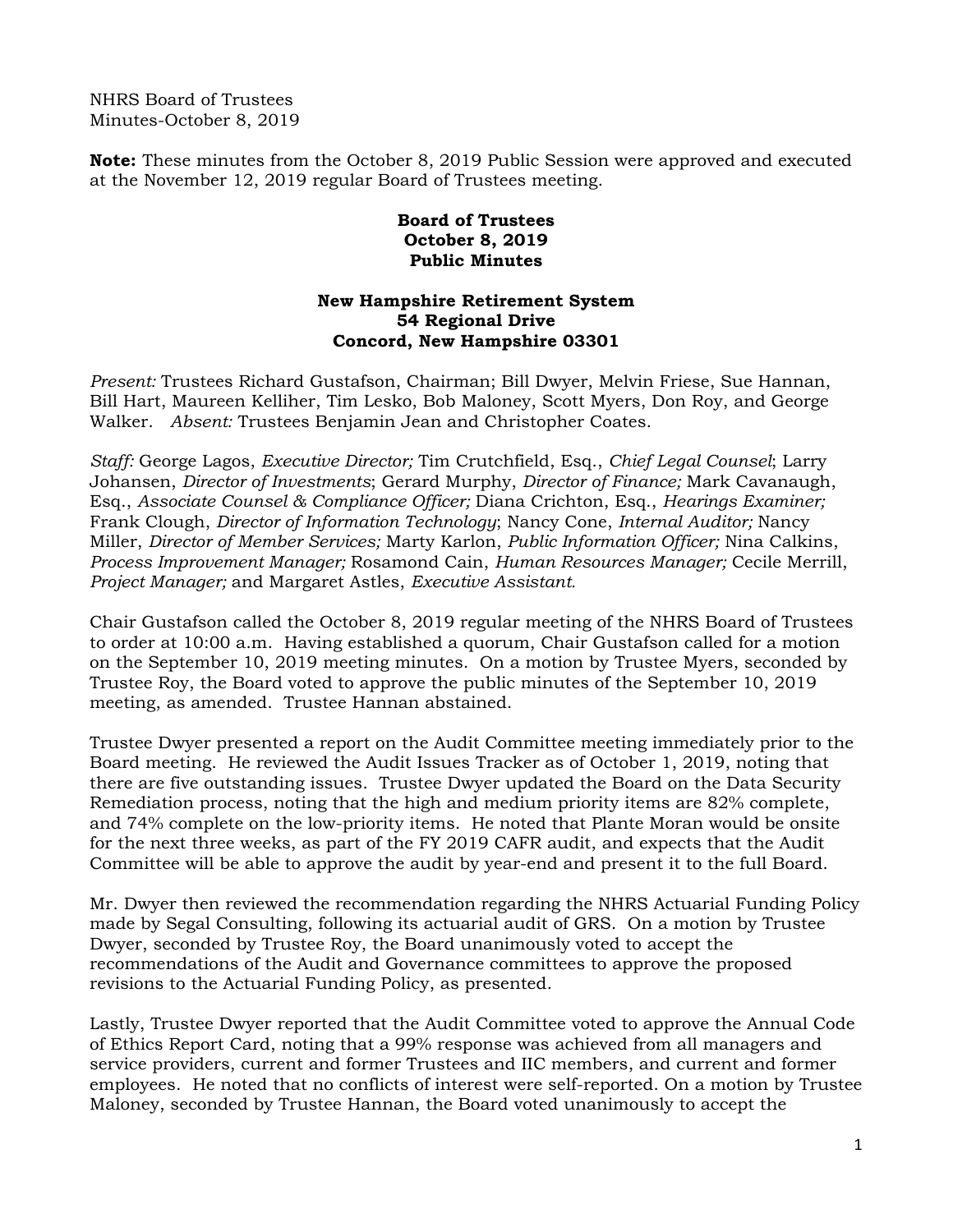NHRS Board of Trustees
Minutes-October 8, 2019

**Note:** These minutes from the October 8, 2019 Public Session were approved and executed at the November 12, 2019 regular Board of Trustees meeting.

**Board of Trustees**
**October 8, 2019**
**Public Minutes**

**New Hampshire Retirement System**
**54 Regional Drive**
**Concord, New Hampshire 03301**

*Present:* Trustees Richard Gustafson, Chairman; Bill Dwyer, Melvin Friese, Sue Hannan, Bill Hart, Maureen Kelliher, Tim Lesko, Bob Maloney, Scott Myers, Don Roy, and George Walker. *Absent:* Trustees Benjamin Jean and Christopher Coates.

*Staff:* George Lagos, *Executive Director;* Tim Crutchfield, Esq., *Chief Legal Counsel*; Larry Johansen, *Director of Investments*; Gerard Murphy, *Director of Finance;* Mark Cavanaugh, Esq., *Associate Counsel & Compliance Officer;* Diana Crichton, Esq., *Hearings Examiner;* Frank Clough, *Director of Information Technology*; Nancy Cone, *Internal Auditor;* Nancy Miller, *Director of Member Services;* Marty Karlon, *Public Information Officer;* Nina Calkins, *Process Improvement Manager;* Rosamond Cain, *Human Resources Manager;* Cecile Merrill, *Project Manager;* and Margaret Astles, *Executive Assistant.*

Chair Gustafson called the October 8, 2019 regular meeting of the NHRS Board of Trustees to order at 10:00 a.m. Having established a quorum, Chair Gustafson called for a motion on the September 10, 2019 meeting minutes. On a motion by Trustee Myers, seconded by Trustee Roy, the Board voted to approve the public minutes of the September 10, 2019 meeting, as amended. Trustee Hannan abstained.

Trustee Dwyer presented a report on the Audit Committee meeting immediately prior to the Board meeting. He reviewed the Audit Issues Tracker as of October 1, 2019, noting that there are five outstanding issues. Trustee Dwyer updated the Board on the Data Security Remediation process, noting that the high and medium priority items are 82% complete, and 74% complete on the low-priority items. He noted that Plante Moran would be onsite for the next three weeks, as part of the FY 2019 CAFR audit, and expects that the Audit Committee will be able to approve the audit by year-end and present it to the full Board.

Mr. Dwyer then reviewed the recommendation regarding the NHRS Actuarial Funding Policy made by Segal Consulting, following its actuarial audit of GRS. On a motion by Trustee Dwyer, seconded by Trustee Roy, the Board unanimously voted to accept the recommendations of the Audit and Governance committees to approve the proposed revisions to the Actuarial Funding Policy, as presented.

Lastly, Trustee Dwyer reported that the Audit Committee voted to approve the Annual Code of Ethics Report Card, noting that a 99% response was achieved from all managers and service providers, current and former Trustees and IIC members, and current and former employees. He noted that no conflicts of interest were self-reported. On a motion by Trustee Maloney, seconded by Trustee Hannan, the Board voted unanimously to accept the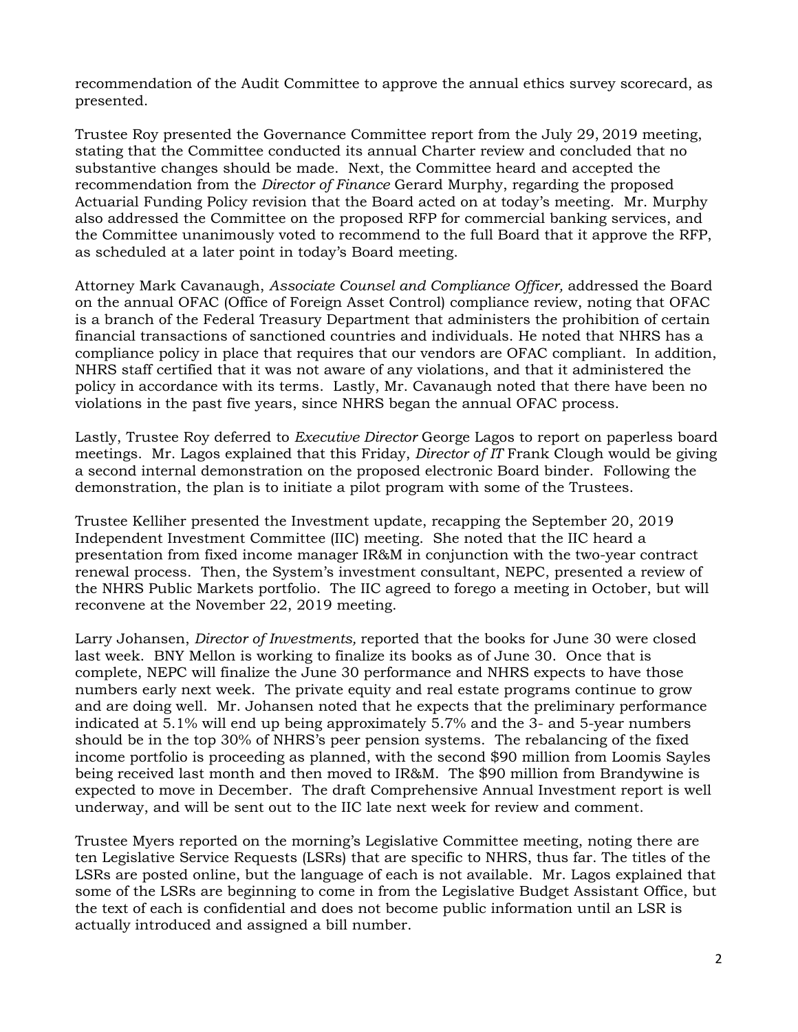recommendation of the Audit Committee to approve the annual ethics survey scorecard, as presented.

Trustee Roy presented the Governance Committee report from the July 29, 2019 meeting, stating that the Committee conducted its annual Charter review and concluded that no substantive changes should be made. Next, the Committee heard and accepted the recommendation from the *Director of Finance* Gerard Murphy, regarding the proposed Actuarial Funding Policy revision that the Board acted on at today's meeting. Mr. Murphy also addressed the Committee on the proposed RFP for commercial banking services, and the Committee unanimously voted to recommend to the full Board that it approve the RFP, as scheduled at a later point in today's Board meeting.

Attorney Mark Cavanaugh, *Associate Counsel and Compliance Officer,* addressed the Board on the annual OFAC (Office of Foreign Asset Control) compliance review, noting that OFAC is a branch of the Federal Treasury Department that administers the prohibition of certain financial transactions of sanctioned countries and individuals. He noted that NHRS has a compliance policy in place that requires that our vendors are OFAC compliant. In addition, NHRS staff certified that it was not aware of any violations, and that it administered the policy in accordance with its terms. Lastly, Mr. Cavanaugh noted that there have been no violations in the past five years, since NHRS began the annual OFAC process.

Lastly, Trustee Roy deferred to *Executive Director* George Lagos to report on paperless board meetings. Mr. Lagos explained that this Friday, *Director of IT* Frank Clough would be giving a second internal demonstration on the proposed electronic Board binder. Following the demonstration, the plan is to initiate a pilot program with some of the Trustees.

Trustee Kelliher presented the Investment update, recapping the September 20, 2019 Independent Investment Committee (IIC) meeting. She noted that the IIC heard a presentation from fixed income manager IR&M in conjunction with the two-year contract renewal process. Then, the System's investment consultant, NEPC, presented a review of the NHRS Public Markets portfolio. The IIC agreed to forego a meeting in October, but will reconvene at the November 22, 2019 meeting.

Larry Johansen, *Director of Investments,* reported that the books for June 30 were closed last week. BNY Mellon is working to finalize its books as of June 30. Once that is complete, NEPC will finalize the June 30 performance and NHRS expects to have those numbers early next week. The private equity and real estate programs continue to grow and are doing well. Mr. Johansen noted that he expects that the preliminary performance indicated at 5.1% will end up being approximately 5.7% and the 3- and 5-year numbers should be in the top 30% of NHRS's peer pension systems. The rebalancing of the fixed income portfolio is proceeding as planned, with the second $90 million from Loomis Sayles being received last month and then moved to IR&M. The $90 million from Brandywine is expected to move in December. The draft Comprehensive Annual Investment report is well underway, and will be sent out to the IIC late next week for review and comment.

Trustee Myers reported on the morning's Legislative Committee meeting, noting there are ten Legislative Service Requests (LSRs) that are specific to NHRS, thus far. The titles of the LSRs are posted online, but the language of each is not available. Mr. Lagos explained that some of the LSRs are beginning to come in from the Legislative Budget Assistant Office, but the text of each is confidential and does not become public information until an LSR is actually introduced and assigned a bill number.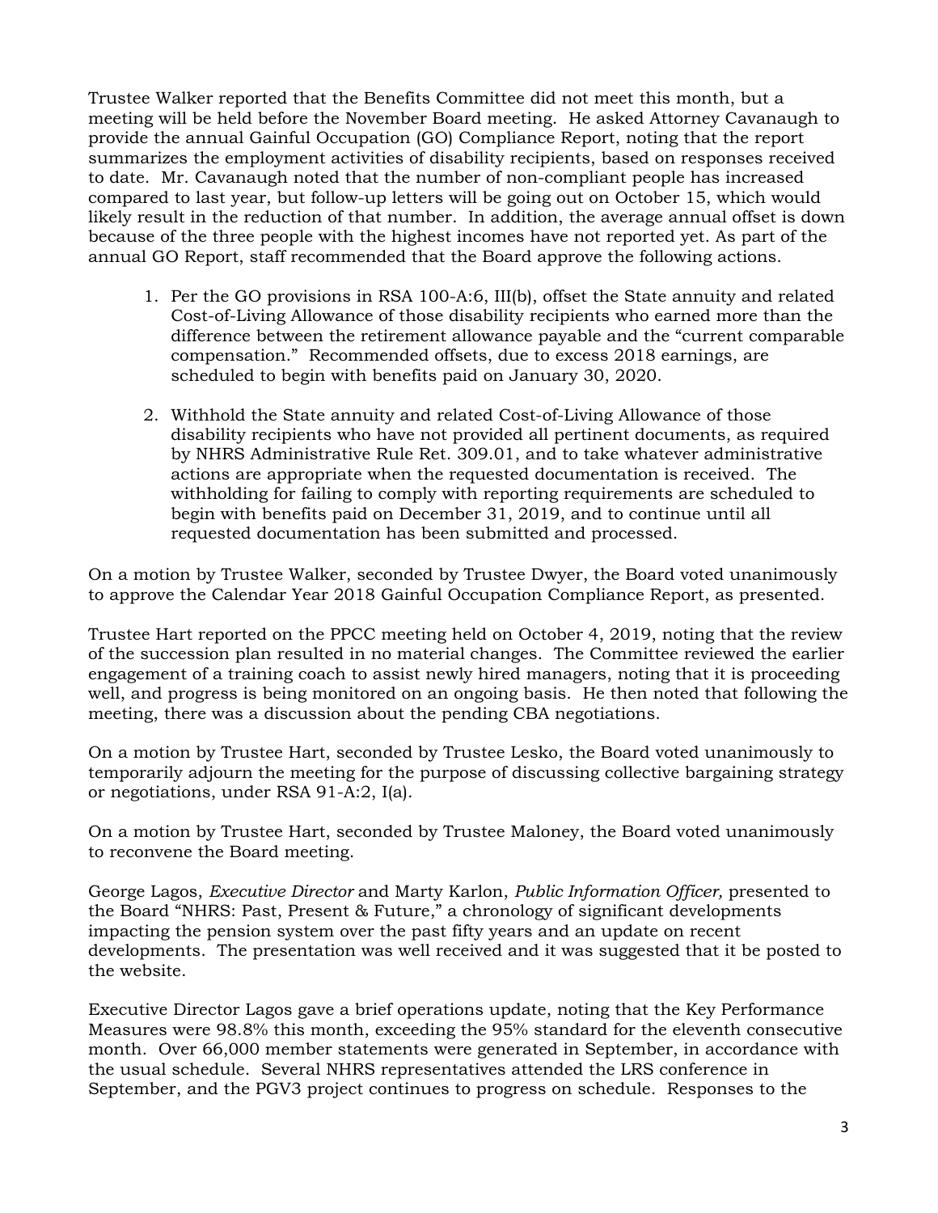Trustee Walker reported that the Benefits Committee did not meet this month, but a meeting will be held before the November Board meeting. He asked Attorney Cavanaugh to provide the annual Gainful Occupation (GO) Compliance Report, noting that the report summarizes the employment activities of disability recipients, based on responses received to date. Mr. Cavanaugh noted that the number of non-compliant people has increased compared to last year, but follow-up letters will be going out on October 15, which would likely result in the reduction of that number. In addition, the average annual offset is down because of the three people with the highest incomes have not reported yet. As part of the annual GO Report, staff recommended that the Board approve the following actions.

1. Per the GO provisions in RSA 100-A:6, III(b), offset the State annuity and related Cost-of-Living Allowance of those disability recipients who earned more than the difference between the retirement allowance payable and the "current comparable compensation." Recommended offsets, due to excess 2018 earnings, are scheduled to begin with benefits paid on January 30, 2020.

2. Withhold the State annuity and related Cost-of-Living Allowance of those disability recipients who have not provided all pertinent documents, as required by NHRS Administrative Rule Ret. 309.01, and to take whatever administrative actions are appropriate when the requested documentation is received. The withholding for failing to comply with reporting requirements are scheduled to begin with benefits paid on December 31, 2019, and to continue until all requested documentation has been submitted and processed.

On a motion by Trustee Walker, seconded by Trustee Dwyer, the Board voted unanimously to approve the Calendar Year 2018 Gainful Occupation Compliance Report, as presented.

Trustee Hart reported on the PPCC meeting held on October 4, 2019, noting that the review of the succession plan resulted in no material changes. The Committee reviewed the earlier engagement of a training coach to assist newly hired managers, noting that it is proceeding well, and progress is being monitored on an ongoing basis. He then noted that following the meeting, there was a discussion about the pending CBA negotiations.

On a motion by Trustee Hart, seconded by Trustee Lesko, the Board voted unanimously to temporarily adjourn the meeting for the purpose of discussing collective bargaining strategy or negotiations, under RSA 91-A:2, I(a).

On a motion by Trustee Hart, seconded by Trustee Maloney, the Board voted unanimously to reconvene the Board meeting.

George Lagos, *Executive Director* and Marty Karlon, *Public Information Officer,* presented to the Board "NHRS: Past, Present & Future," a chronology of significant developments impacting the pension system over the past fifty years and an update on recent developments. The presentation was well received and it was suggested that it be posted to the website.

Executive Director Lagos gave a brief operations update, noting that the Key Performance Measures were 98.8% this month, exceeding the 95% standard for the eleventh consecutive month. Over 66,000 member statements were generated in September, in accordance with the usual schedule. Several NHRS representatives attended the LRS conference in September, and the PGV3 project continues to progress on schedule. Responses to the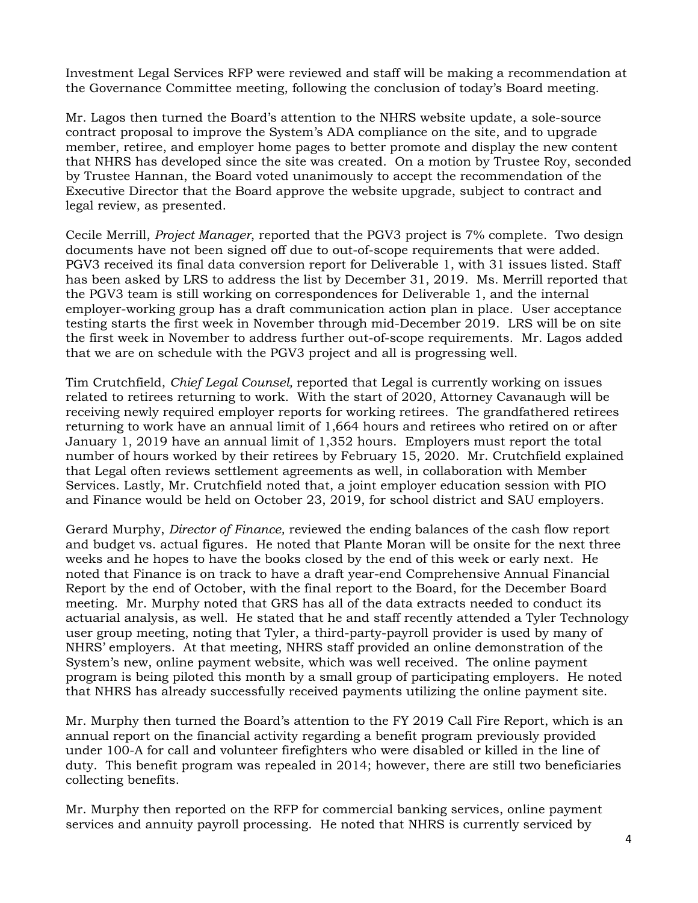Investment Legal Services RFP were reviewed and staff will be making a recommendation at the Governance Committee meeting, following the conclusion of today's Board meeting.

Mr. Lagos then turned the Board's attention to the NHRS website update, a sole-source contract proposal to improve the System's ADA compliance on the site, and to upgrade member, retiree, and employer home pages to better promote and display the new content that NHRS has developed since the site was created. On a motion by Trustee Roy, seconded by Trustee Hannan, the Board voted unanimously to accept the recommendation of the Executive Director that the Board approve the website upgrade, subject to contract and legal review, as presented.

Cecile Merrill, *Project Manager,* reported that the PGV3 project is 7% complete. Two design documents have not been signed off due to out-of-scope requirements that were added. PGV3 received its final data conversion report for Deliverable 1, with 31 issues listed. Staff has been asked by LRS to address the list by December 31, 2019. Ms. Merrill reported that the PGV3 team is still working on correspondences for Deliverable 1, and the internal employer-working group has a draft communication action plan in place. User acceptance testing starts the first week in November through mid-December 2019. LRS will be on site the first week in November to address further out-of-scope requirements. Mr. Lagos added that we are on schedule with the PGV3 project and all is progressing well.

Tim Crutchfield, *Chief Legal Counsel,* reported that Legal is currently working on issues related to retirees returning to work. With the start of 2020, Attorney Cavanaugh will be receiving newly required employer reports for working retirees. The grandfathered retirees returning to work have an annual limit of 1,664 hours and retirees who retired on or after January 1, 2019 have an annual limit of 1,352 hours. Employers must report the total number of hours worked by their retirees by February 15, 2020. Mr. Crutchfield explained that Legal often reviews settlement agreements as well, in collaboration with Member Services. Lastly, Mr. Crutchfield noted that, a joint employer education session with PIO and Finance would be held on October 23, 2019, for school district and SAU employers.

Gerard Murphy, *Director of Finance,* reviewed the ending balances of the cash flow report and budget vs. actual figures. He noted that Plante Moran will be onsite for the next three weeks and he hopes to have the books closed by the end of this week or early next. He noted that Finance is on track to have a draft year-end Comprehensive Annual Financial Report by the end of October, with the final report to the Board, for the December Board meeting. Mr. Murphy noted that GRS has all of the data extracts needed to conduct its actuarial analysis, as well. He stated that he and staff recently attended a Tyler Technology user group meeting, noting that Tyler, a third-party-payroll provider is used by many of NHRS' employers. At that meeting, NHRS staff provided an online demonstration of the System's new, online payment website, which was well received. The online payment program is being piloted this month by a small group of participating employers. He noted that NHRS has already successfully received payments utilizing the online payment site.

Mr. Murphy then turned the Board's attention to the FY 2019 Call Fire Report, which is an annual report on the financial activity regarding a benefit program previously provided under 100-A for call and volunteer firefighters who were disabled or killed in the line of duty. This benefit program was repealed in 2014; however, there are still two beneficiaries collecting benefits.

Mr. Murphy then reported on the RFP for commercial banking services, online payment services and annuity payroll processing. He noted that NHRS is currently serviced by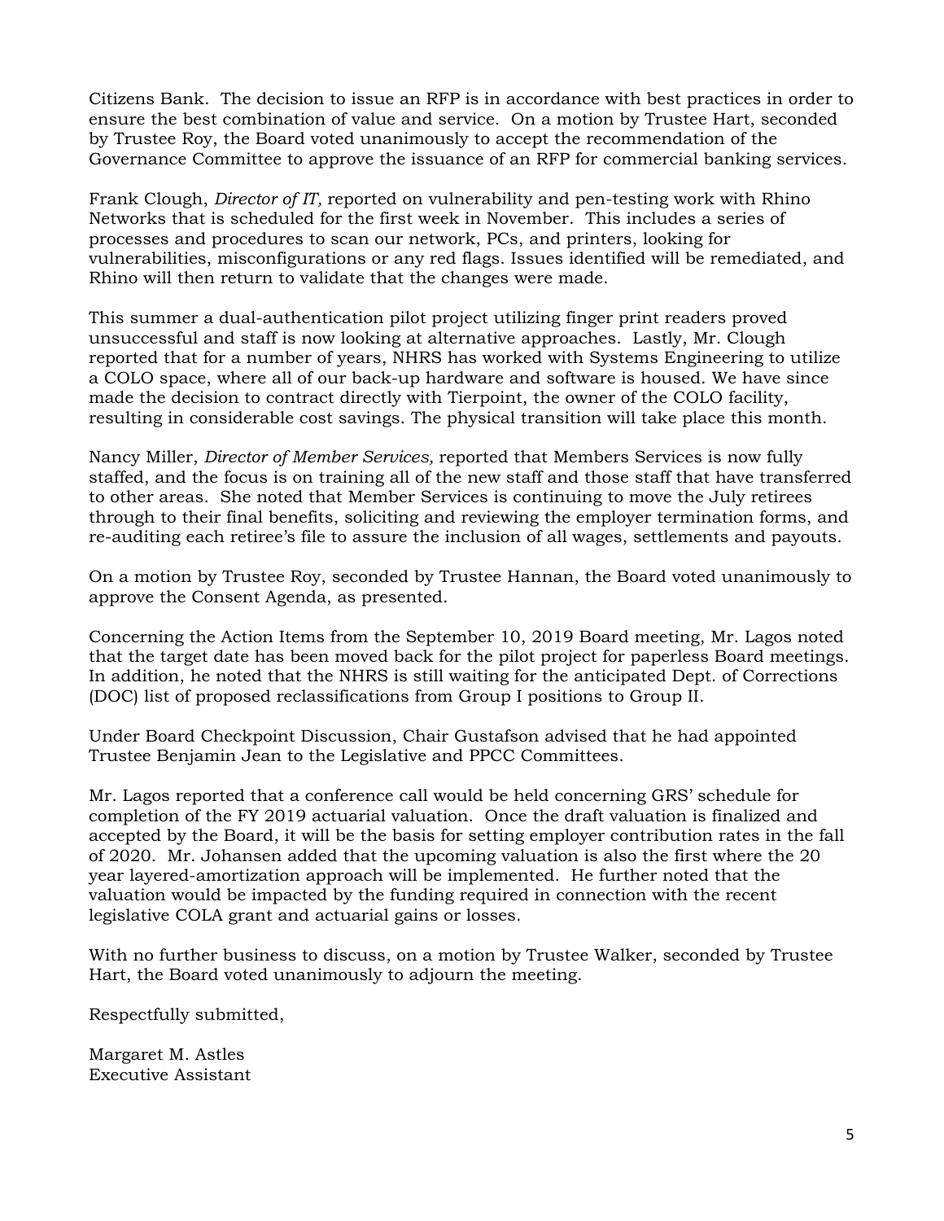Citizens Bank. The decision to issue an RFP is in accordance with best practices in order to ensure the best combination of value and service. On a motion by Trustee Hart, seconded by Trustee Roy, the Board voted unanimously to accept the recommendation of the Governance Committee to approve the issuance of an RFP for commercial banking services.

Frank Clough, *Director of IT,* reported on vulnerability and pen-testing work with Rhino Networks that is scheduled for the first week in November. This includes a series of processes and procedures to scan our network, PCs, and printers, looking for vulnerabilities, misconfigurations or any red flags. Issues identified will be remediated, and Rhino will then return to validate that the changes were made.

This summer a dual-authentication pilot project utilizing finger print readers proved unsuccessful and staff is now looking at alternative approaches. Lastly, Mr. Clough reported that for a number of years, NHRS has worked with Systems Engineering to utilize a COLO space, where all of our back-up hardware and software is housed. We have since made the decision to contract directly with Tierpoint, the owner of the COLO facility, resulting in considerable cost savings. The physical transition will take place this month.

Nancy Miller, *Director of Member Services,* reported that Members Services is now fully staffed, and the focus is on training all of the new staff and those staff that have transferred to other areas. She noted that Member Services is continuing to move the July retirees through to their final benefits, soliciting and reviewing the employer termination forms, and re-auditing each retiree's file to assure the inclusion of all wages, settlements and payouts.

On a motion by Trustee Roy, seconded by Trustee Hannan, the Board voted unanimously to approve the Consent Agenda, as presented.

Concerning the Action Items from the September 10, 2019 Board meeting, Mr. Lagos noted that the target date has been moved back for the pilot project for paperless Board meetings. In addition, he noted that the NHRS is still waiting for the anticipated Dept. of Corrections (DOC) list of proposed reclassifications from Group I positions to Group II.

Under Board Checkpoint Discussion, Chair Gustafson advised that he had appointed Trustee Benjamin Jean to the Legislative and PPCC Committees.

Mr. Lagos reported that a conference call would be held concerning GRS' schedule for completion of the FY 2019 actuarial valuation. Once the draft valuation is finalized and accepted by the Board, it will be the basis for setting employer contribution rates in the fall of 2020. Mr. Johansen added that the upcoming valuation is also the first where the 20 year layered-amortization approach will be implemented. He further noted that the valuation would be impacted by the funding required in connection with the recent legislative COLA grant and actuarial gains or losses.

With no further business to discuss, on a motion by Trustee Walker, seconded by Trustee Hart, the Board voted unanimously to adjourn the meeting.

Respectfully submitted,

Margaret M. Astles
Executive Assistant